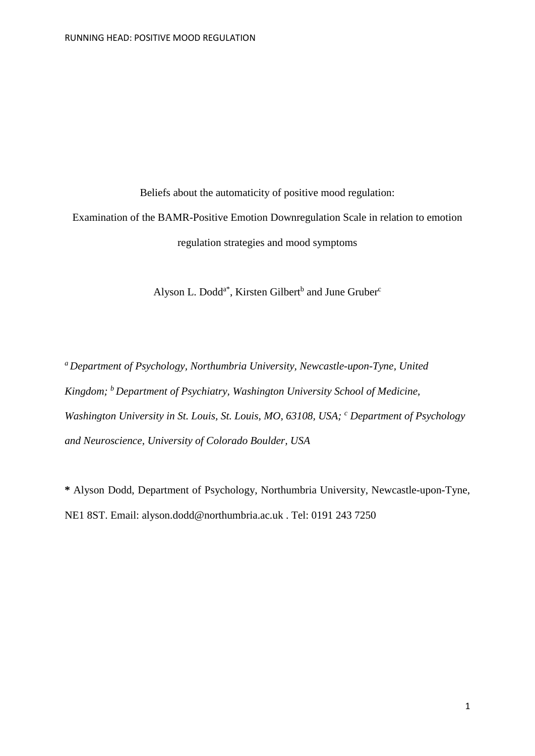# Beliefs about the automaticity of positive mood regulation: Examination of the BAMR-Positive Emotion Downregulation Scale in relation to emotion regulation strategies and mood symptoms

Alyson L. Dodd[a*], Kirsten Gilbert[b] and June Gruber[c]

*[a] Department of Psychology, Northumbria University, Newcastle-upon-Tyne, United Kingdom; [b] Department of Psychiatry, Washington University School of Medicine, Washington University in St. Louis, St. Louis, MO, 63108, USA; [c] Department of Psychology and Neuroscience, University of Colorado Boulder, USA*

**\*** Alyson Dodd, Department of Psychology, Northumbria University, Newcastle-upon-Tyne, NE1 8ST. Email: alyson.dodd@northumbria.ac.uk . Tel: 0191 243 7250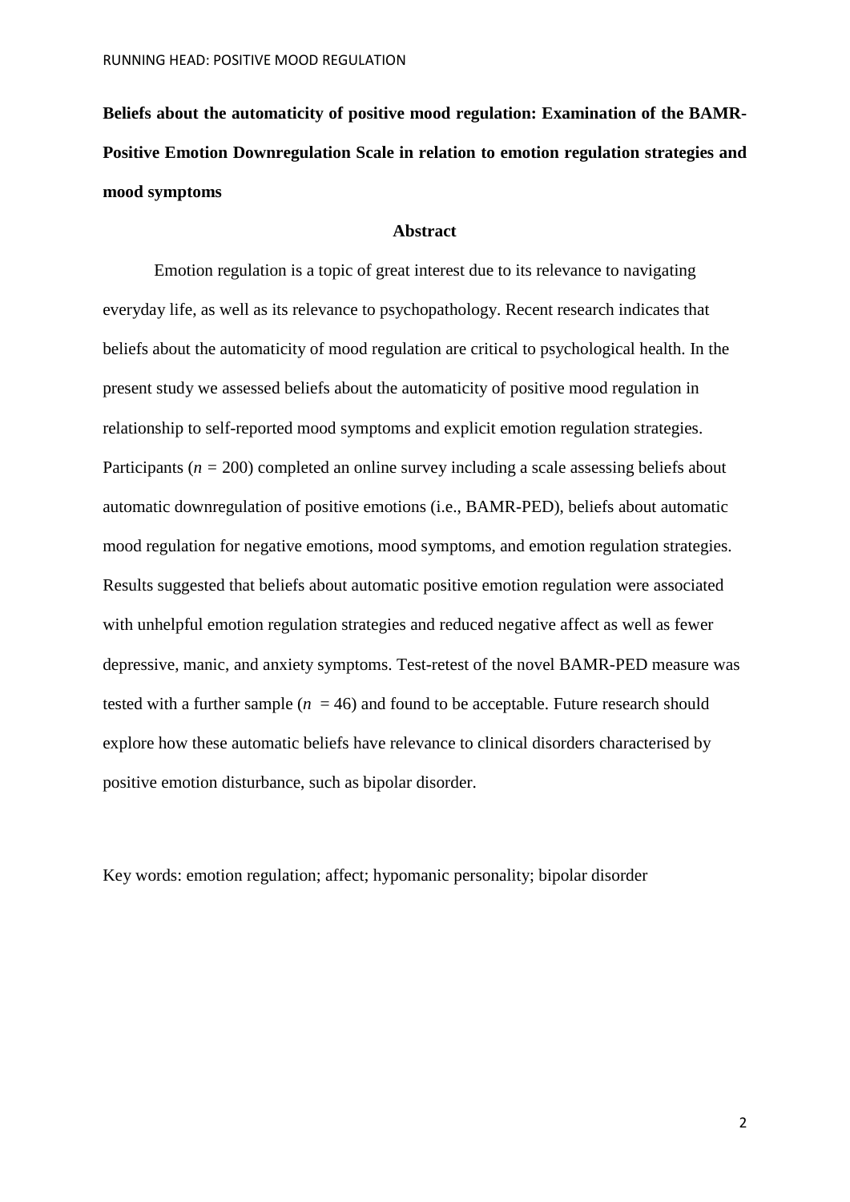**Beliefs about the automaticity of positive mood regulation: Examination of the BAMR-Positive Emotion Downregulation Scale in relation to emotion regulation strategies and mood symptoms**

## Abstract

Emotion regulation is a topic of great interest due to its relevance to navigating everyday life, as well as its relevance to psychopathology. Recent research indicates that beliefs about the automaticity of mood regulation are critical to psychological health. In the present study we assessed beliefs about the automaticity of positive mood regulation in relationship to self-reported mood symptoms and explicit emotion regulation strategies. Participants ($n$ = 200) completed an online survey including a scale assessing beliefs about automatic downregulation of positive emotions (i.e., BAMR-PED), beliefs about automatic mood regulation for negative emotions, mood symptoms, and emotion regulation strategies. Results suggested that beliefs about automatic positive emotion regulation were associated with unhelpful emotion regulation strategies and reduced negative affect as well as fewer depressive, manic, and anxiety symptoms. Test-retest of the novel BAMR-PED measure was tested with a further sample ($n$ = 46) and found to be acceptable. Future research should explore how these automatic beliefs have relevance to clinical disorders characterised by positive emotion disturbance, such as bipolar disorder.

Key words: emotion regulation; affect; hypomanic personality; bipolar disorder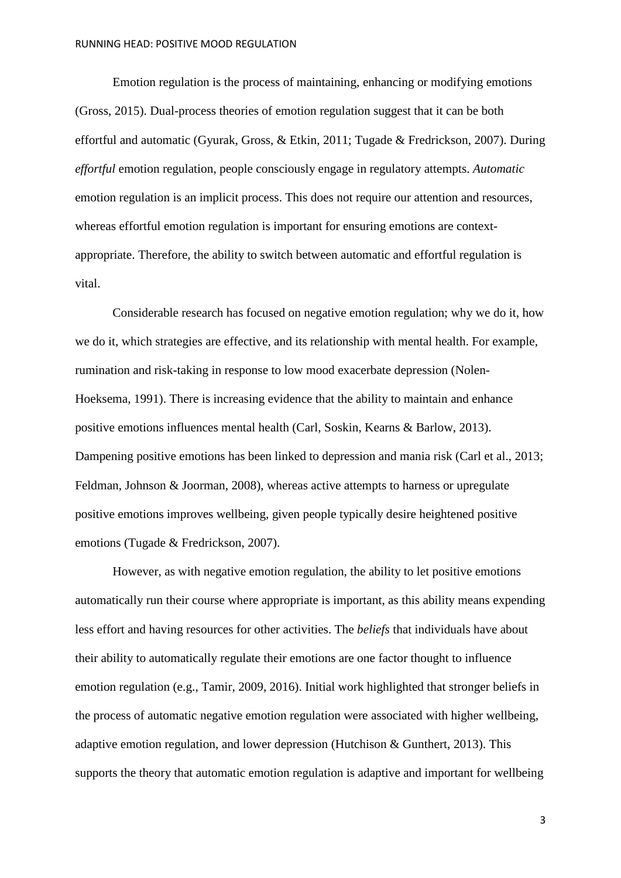Emotion regulation is the process of maintaining, enhancing or modifying emotions (Gross, 2015). Dual-process theories of emotion regulation suggest that it can be both effortful and automatic (Gyurak, Gross, & Etkin, 2011; Tugade & Fredrickson, 2007). During *effortful* emotion regulation, people consciously engage in regulatory attempts. *Automatic* emotion regulation is an implicit process. This does not require our attention and resources, whereas effortful emotion regulation is important for ensuring emotions are context-appropriate. Therefore, the ability to switch between automatic and effortful regulation is vital.

Considerable research has focused on negative emotion regulation; why we do it, how we do it, which strategies are effective, and its relationship with mental health. For example, rumination and risk-taking in response to low mood exacerbate depression (Nolen-Hoeksema, 1991). There is increasing evidence that the ability to maintain and enhance positive emotions influences mental health (Carl, Soskin, Kearns & Barlow, 2013). Dampening positive emotions has been linked to depression and mania risk (Carl et al., 2013; Feldman, Johnson & Joorman, 2008), whereas active attempts to harness or upregulate positive emotions improves wellbeing, given people typically desire heightened positive emotions (Tugade & Fredrickson, 2007).

However, as with negative emotion regulation, the ability to let positive emotions automatically run their course where appropriate is important, as this ability means expending less effort and having resources for other activities. The *beliefs* that individuals have about their ability to automatically regulate their emotions are one factor thought to influence emotion regulation (e.g., Tamir, 2009, 2016). Initial work highlighted that stronger beliefs in the process of automatic negative emotion regulation were associated with higher wellbeing, adaptive emotion regulation, and lower depression (Hutchison & Gunthert, 2013). This supports the theory that automatic emotion regulation is adaptive and important for wellbeing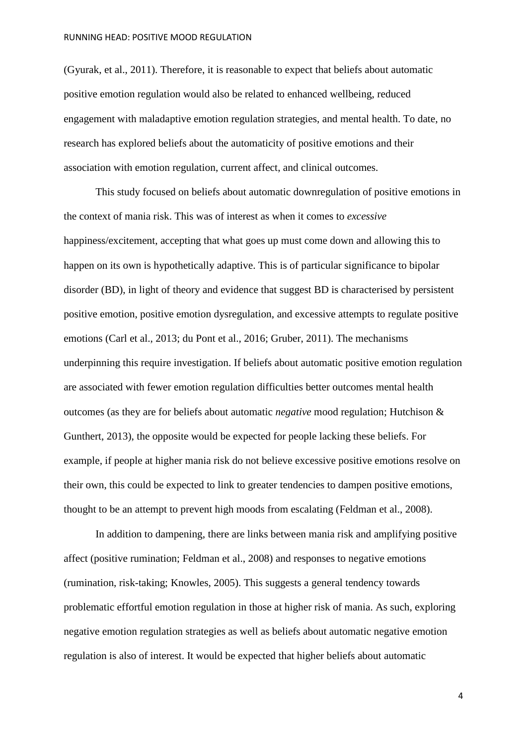(Gyurak, et al., 2011). Therefore, it is reasonable to expect that beliefs about automatic positive emotion regulation would also be related to enhanced wellbeing, reduced engagement with maladaptive emotion regulation strategies, and mental health. To date, no research has explored beliefs about the automaticity of positive emotions and their association with emotion regulation, current affect, and clinical outcomes.

This study focused on beliefs about automatic downregulation of positive emotions in the context of mania risk. This was of interest as when it comes to *excessive* happiness/excitement, accepting that what goes up must come down and allowing this to happen on its own is hypothetically adaptive. This is of particular significance to bipolar disorder (BD), in light of theory and evidence that suggest BD is characterised by persistent positive emotion, positive emotion dysregulation, and excessive attempts to regulate positive emotions (Carl et al., 2013; du Pont et al., 2016; Gruber, 2011). The mechanisms underpinning this require investigation. If beliefs about automatic positive emotion regulation are associated with fewer emotion regulation difficulties better outcomes mental health outcomes (as they are for beliefs about automatic *negative* mood regulation; Hutchison & Gunthert, 2013), the opposite would be expected for people lacking these beliefs. For example, if people at higher mania risk do not believe excessive positive emotions resolve on their own, this could be expected to link to greater tendencies to dampen positive emotions, thought to be an attempt to prevent high moods from escalating (Feldman et al., 2008).

In addition to dampening, there are links between mania risk and amplifying positive affect (positive rumination; Feldman et al., 2008) and responses to negative emotions (rumination, risk-taking; Knowles, 2005). This suggests a general tendency towards problematic effortful emotion regulation in those at higher risk of mania. As such, exploring negative emotion regulation strategies as well as beliefs about automatic negative emotion regulation is also of interest. It would be expected that higher beliefs about automatic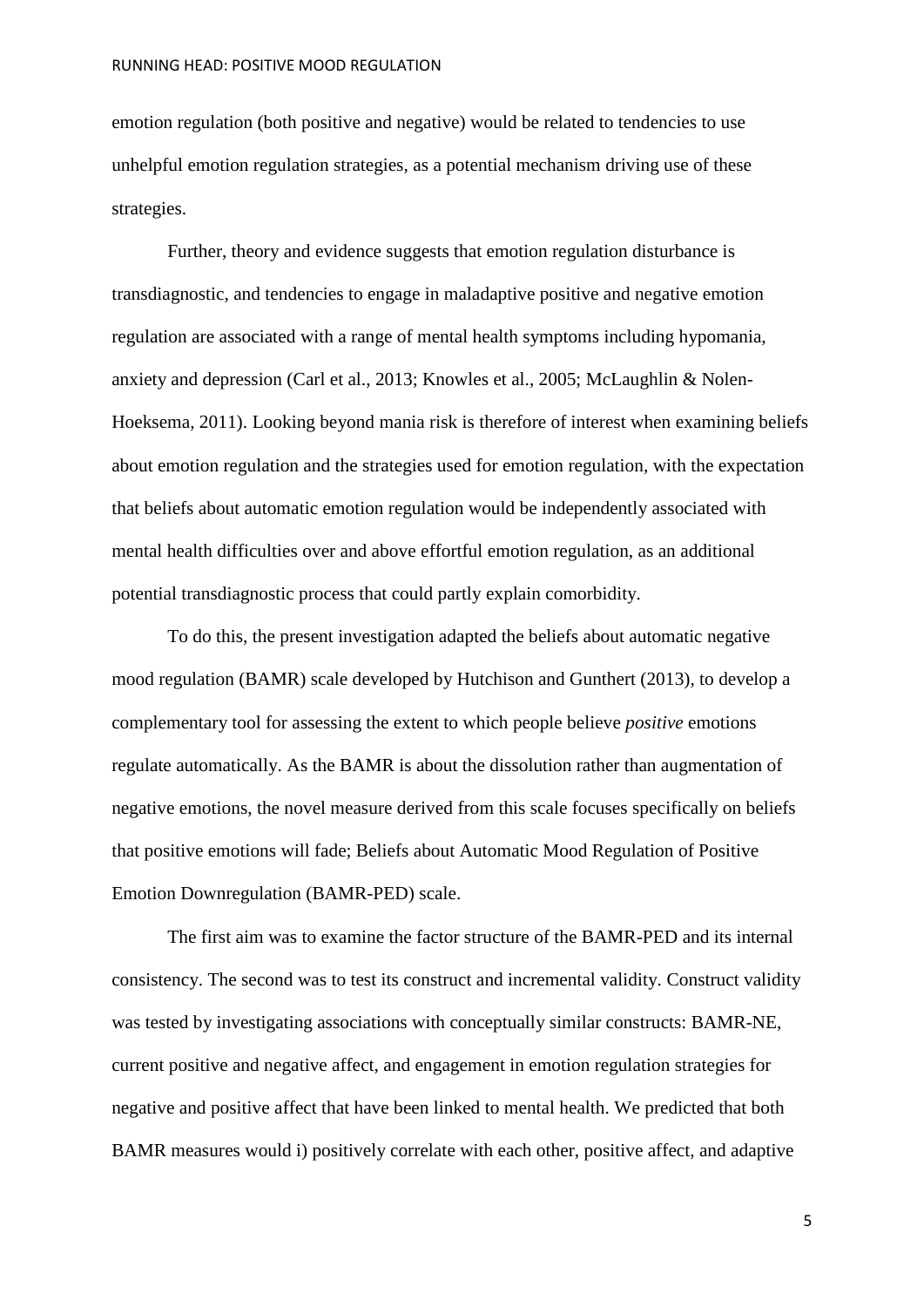emotion regulation (both positive and negative) would be related to tendencies to use unhelpful emotion regulation strategies, as a potential mechanism driving use of these strategies.

Further, theory and evidence suggests that emotion regulation disturbance is transdiagnostic, and tendencies to engage in maladaptive positive and negative emotion regulation are associated with a range of mental health symptoms including hypomania, anxiety and depression (Carl et al., 2013; Knowles et al., 2005; McLaughlin & Nolen-Hoeksema, 2011). Looking beyond mania risk is therefore of interest when examining beliefs about emotion regulation and the strategies used for emotion regulation, with the expectation that beliefs about automatic emotion regulation would be independently associated with mental health difficulties over and above effortful emotion regulation, as an additional potential transdiagnostic process that could partly explain comorbidity.

To do this, the present investigation adapted the beliefs about automatic negative mood regulation (BAMR) scale developed by Hutchison and Gunthert (2013), to develop a complementary tool for assessing the extent to which people believe *positive* emotions regulate automatically. As the BAMR is about the dissolution rather than augmentation of negative emotions, the novel measure derived from this scale focuses specifically on beliefs that positive emotions will fade; Beliefs about Automatic Mood Regulation of Positive Emotion Downregulation (BAMR-PED) scale.

The first aim was to examine the factor structure of the BAMR-PED and its internal consistency. The second was to test its construct and incremental validity. Construct validity was tested by investigating associations with conceptually similar constructs: BAMR-NE, current positive and negative affect, and engagement in emotion regulation strategies for negative and positive affect that have been linked to mental health. We predicted that both BAMR measures would i) positively correlate with each other, positive affect, and adaptive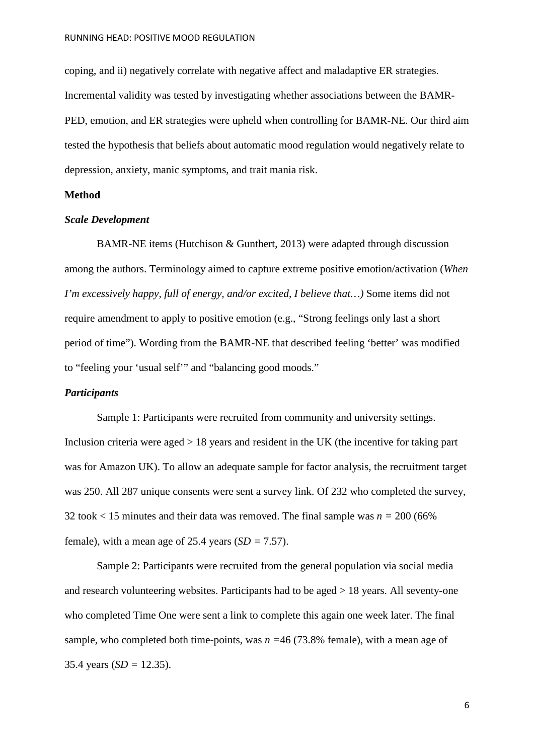coping, and ii) negatively correlate with negative affect and maladaptive ER strategies. Incremental validity was tested by investigating whether associations between the BAMR-PED, emotion, and ER strategies were upheld when controlling for BAMR-NE. Our third aim tested the hypothesis that beliefs about automatic mood regulation would negatively relate to depression, anxiety, manic symptoms, and trait mania risk.

## Method

### *Scale Development*

BAMR-NE items (Hutchison & Gunthert, 2013) were adapted through discussion among the authors. Terminology aimed to capture extreme positive emotion/activation (*When I'm excessively happy, full of energy, and/or excited, I believe that…)* Some items did not require amendment to apply to positive emotion (e.g., "Strong feelings only last a short period of time"). Wording from the BAMR-NE that described feeling 'better' was modified to "feeling your 'usual self'" and "balancing good moods."

### *Participants*

Sample 1: Participants were recruited from community and university settings. Inclusion criteria were aged > 18 years and resident in the UK (the incentive for taking part was for Amazon UK). To allow an adequate sample for factor analysis, the recruitment target was 250. All 287 unique consents were sent a survey link. Of 232 who completed the survey, 32 took < 15 minutes and their data was removed. The final sample was $n = 200$ (66% female), with a mean age of 25.4 years ($SD = 7.57$).

Sample 2: Participants were recruited from the general population via social media and research volunteering websites. Participants had to be aged > 18 years. All seventy-one who completed Time One were sent a link to complete this again one week later. The final sample, who completed both time-points, was $n = 46$ (73.8% female), with a mean age of 35.4 years ($SD = 12.35$).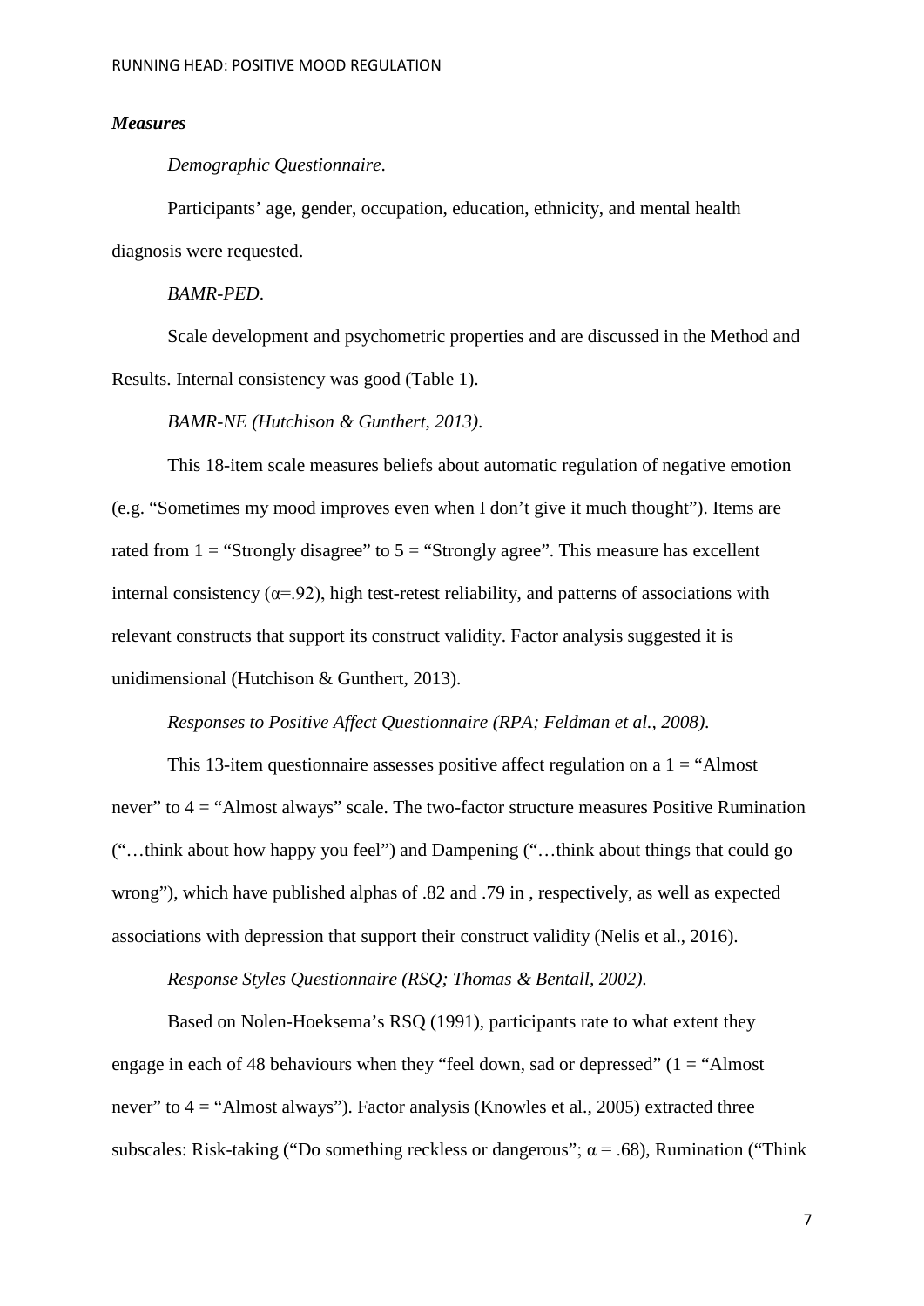### *Measures*

*Demographic Questionnaire*.

Participants' age, gender, occupation, education, ethnicity, and mental health diagnosis were requested.

*BAMR-PED*.

Scale development and psychometric properties and are discussed in the Method and Results. Internal consistency was good (Table 1).

*BAMR-NE (Hutchison & Gunthert, 2013)*.

This 18-item scale measures beliefs about automatic regulation of negative emotion (e.g. "Sometimes my mood improves even when I don't give it much thought"). Items are rated from 1 = "Strongly disagree" to 5 = "Strongly agree". This measure has excellent internal consistency ($\alpha$=.92), high test-retest reliability, and patterns of associations with relevant constructs that support its construct validity. Factor analysis suggested it is unidimensional (Hutchison & Gunthert, 2013).

*Responses to Positive Affect Questionnaire (RPA; Feldman et al., 2008)*.

This 13-item questionnaire assesses positive affect regulation on a 1 = "Almost never" to 4 = "Almost always" scale. The two-factor structure measures Positive Rumination ("…think about how happy you feel") and Dampening ("…think about things that could go wrong"), which have published alphas of .82 and .79 in , respectively, as well as expected associations with depression that support their construct validity (Nelis et al., 2016).

*Response Styles Questionnaire (RSQ; Thomas & Bentall, 2002)*.

Based on Nolen-Hoeksema's RSQ (1991), participants rate to what extent they engage in each of 48 behaviours when they "feel down, sad or depressed" (1 = "Almost never" to 4 = "Almost always"). Factor analysis (Knowles et al., 2005) extracted three subscales: Risk-taking ("Do something reckless or dangerous"; $\alpha$ = .68), Rumination ("Think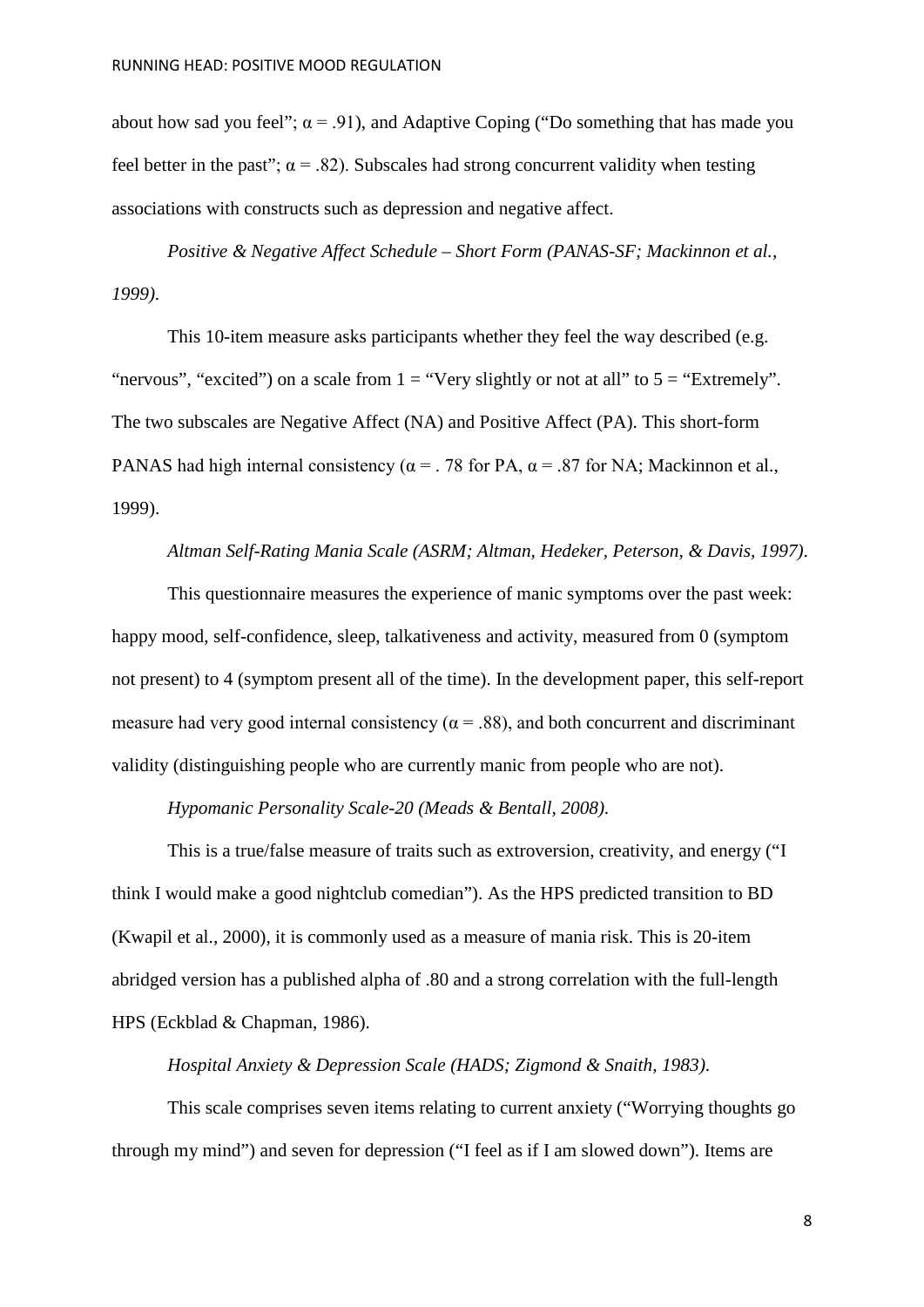about how sad you feel"; α = .91), and Adaptive Coping ("Do something that has made you feel better in the past"; α = .82). Subscales had strong concurrent validity when testing associations with constructs such as depression and negative affect.

*Positive & Negative Affect Schedule – Short Form (PANAS-SF; Mackinnon et al., 1999).*

This 10-item measure asks participants whether they feel the way described (e.g. "nervous", "excited") on a scale from 1 = "Very slightly or not at all" to 5 = "Extremely". The two subscales are Negative Affect (NA) and Positive Affect (PA). This short-form PANAS had high internal consistency (α = . 78 for PA, α = .87 for NA; Mackinnon et al., 1999).

*Altman Self-Rating Mania Scale (ASRM; Altman, Hedeker, Peterson, & Davis, 1997).*

This questionnaire measures the experience of manic symptoms over the past week: happy mood, self-confidence, sleep, talkativeness and activity, measured from 0 (symptom not present) to 4 (symptom present all of the time). In the development paper, this self-report measure had very good internal consistency (α = .88), and both concurrent and discriminant validity (distinguishing people who are currently manic from people who are not).

*Hypomanic Personality Scale-20 (Meads & Bentall, 2008).*

This is a true/false measure of traits such as extroversion, creativity, and energy ("I think I would make a good nightclub comedian"). As the HPS predicted transition to BD (Kwapil et al., 2000), it is commonly used as a measure of mania risk. This is 20-item abridged version has a published alpha of .80 and a strong correlation with the full-length HPS (Eckblad & Chapman, 1986).

*Hospital Anxiety & Depression Scale (HADS; Zigmond & Snaith, 1983).*

This scale comprises seven items relating to current anxiety ("Worrying thoughts go through my mind") and seven for depression ("I feel as if I am slowed down"). Items are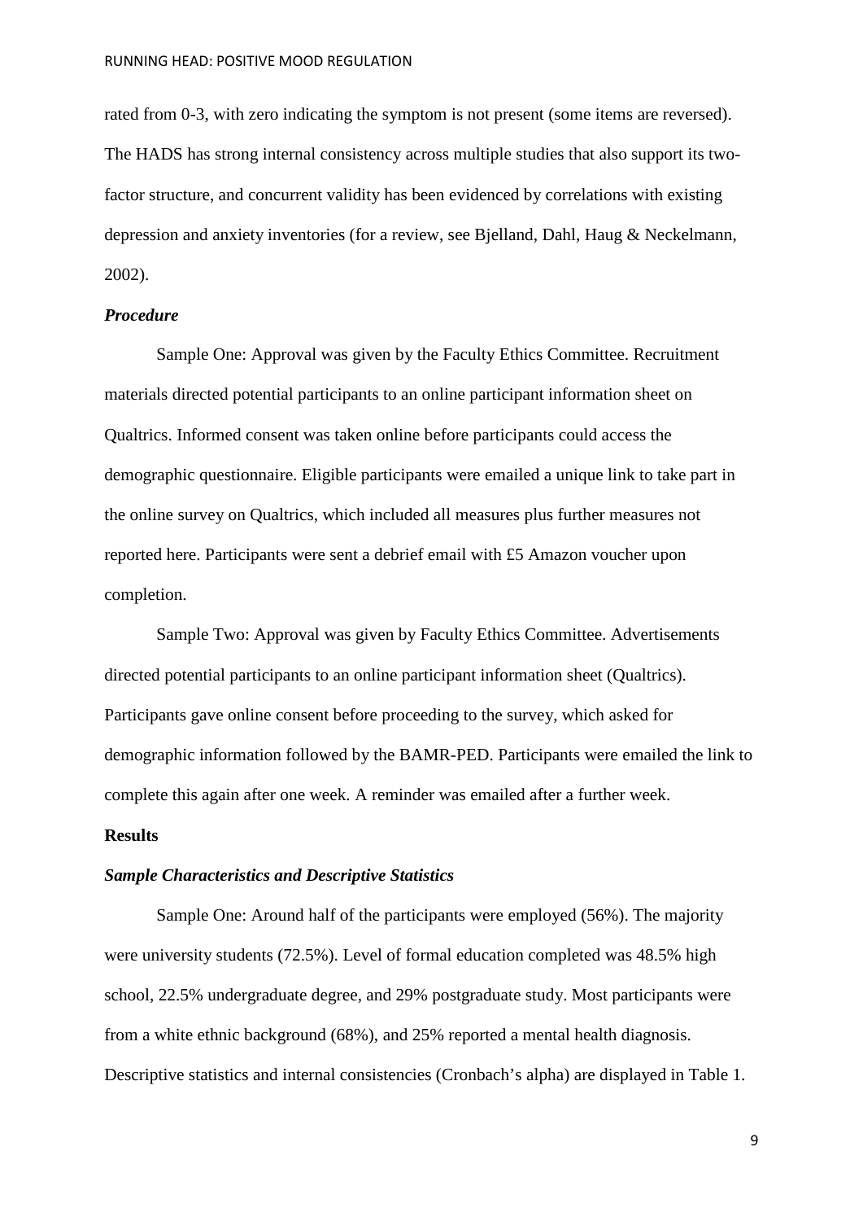rated from 0-3, with zero indicating the symptom is not present (some items are reversed). The HADS has strong internal consistency across multiple studies that also support its two-factor structure, and concurrent validity has been evidenced by correlations with existing depression and anxiety inventories (for a review, see Bjelland, Dahl, Haug & Neckelmann, 2002).

***Procedure***

Sample One: Approval was given by the Faculty Ethics Committee. Recruitment materials directed potential participants to an online participant information sheet on Qualtrics. Informed consent was taken online before participants could access the demographic questionnaire. Eligible participants were emailed a unique link to take part in the online survey on Qualtrics, which included all measures plus further measures not reported here. Participants were sent a debrief email with £5 Amazon voucher upon completion.

Sample Two: Approval was given by Faculty Ethics Committee. Advertisements directed potential participants to an online participant information sheet (Qualtrics). Participants gave online consent before proceeding to the survey, which asked for demographic information followed by the BAMR-PED. Participants were emailed the link to complete this again after one week. A reminder was emailed after a further week.

**Results**

***Sample Characteristics and Descriptive Statistics***

Sample One: Around half of the participants were employed (56%). The majority were university students (72.5%). Level of formal education completed was 48.5% high school, 22.5% undergraduate degree, and 29% postgraduate study. Most participants were from a white ethnic background (68%), and 25% reported a mental health diagnosis. Descriptive statistics and internal consistencies (Cronbach's alpha) are displayed in Table 1.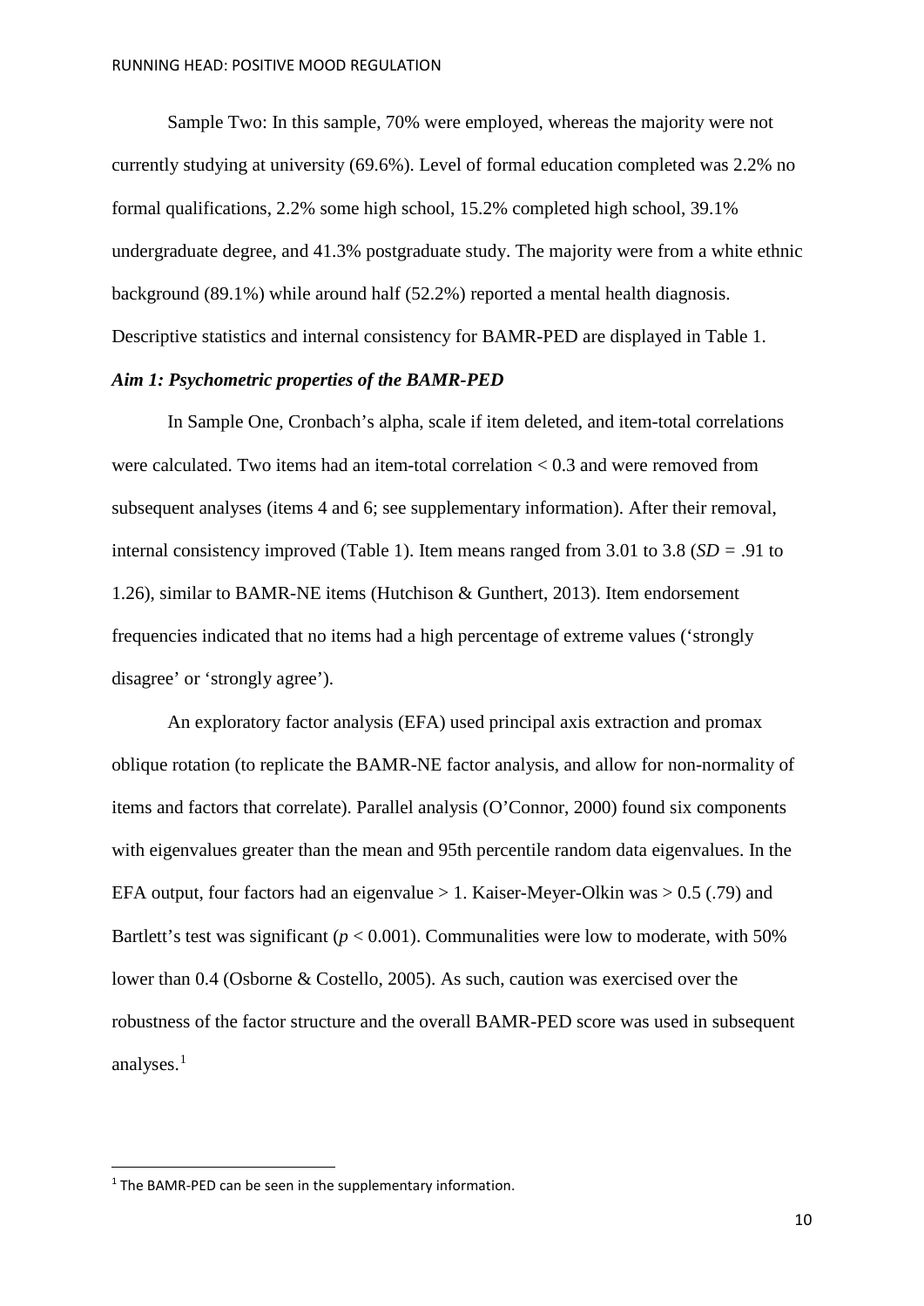Sample Two: In this sample, 70% were employed, whereas the majority were not currently studying at university (69.6%). Level of formal education completed was 2.2% no formal qualifications, 2.2% some high school, 15.2% completed high school, 39.1% undergraduate degree, and 41.3% postgraduate study. The majority were from a white ethnic background (89.1%) while around half (52.2%) reported a mental health diagnosis. Descriptive statistics and internal consistency for BAMR-PED are displayed in Table 1.

***Aim 1: Psychometric properties of the BAMR-PED***

In Sample One, Cronbach's alpha, scale if item deleted, and item-total correlations were calculated. Two items had an item-total correlation < 0.3 and were removed from subsequent analyses (items 4 and 6; see supplementary information). After their removal, internal consistency improved (Table 1). Item means ranged from 3.01 to 3.8 ($SD$ = .91 to 1.26), similar to BAMR-NE items (Hutchison & Gunthert, 2013). Item endorsement frequencies indicated that no items had a high percentage of extreme values ('strongly disagree' or 'strongly agree').

An exploratory factor analysis (EFA) used principal axis extraction and promax oblique rotation (to replicate the BAMR-NE factor analysis, and allow for non-normality of items and factors that correlate). Parallel analysis (O'Connor, 2000) found six components with eigenvalues greater than the mean and 95th percentile random data eigenvalues. In the EFA output, four factors had an eigenvalue > 1. Kaiser-Meyer-Olkin was > 0.5 (.79) and Bartlett's test was significant ($p < 0.001$). Communalities were low to moderate, with 50% lower than 0.4 (Osborne & Costello, 2005). As such, caution was exercised over the robustness of the factor structure and the overall BAMR-PED score was used in subsequent analyses.[1]

[1] The BAMR-PED can be seen in the supplementary information.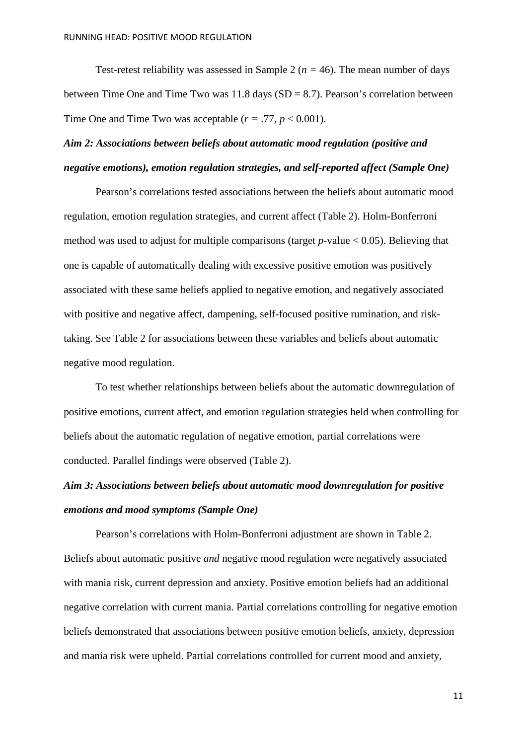Test-retest reliability was assessed in Sample 2 ($n = 46$). The mean number of days between Time One and Time Two was 11.8 days (SD = 8.7). Pearson's correlation between Time One and Time Two was acceptable ($r = .77$, $p < 0.001$).

### *Aim 2: Associations between beliefs about automatic mood regulation (positive and negative emotions), emotion regulation strategies, and self-reported affect (Sample One)*

Pearson's correlations tested associations between the beliefs about automatic mood regulation, emotion regulation strategies, and current affect (Table 2). Holm-Bonferroni method was used to adjust for multiple comparisons (target $p$-value < 0.05). Believing that one is capable of automatically dealing with excessive positive emotion was positively associated with these same beliefs applied to negative emotion, and negatively associated with positive and negative affect, dampening, self-focused positive rumination, and risk-taking. See Table 2 for associations between these variables and beliefs about automatic negative mood regulation.

To test whether relationships between beliefs about the automatic downregulation of positive emotions, current affect, and emotion regulation strategies held when controlling for beliefs about the automatic regulation of negative emotion, partial correlations were conducted. Parallel findings were observed (Table 2).

### *Aim 3: Associations between beliefs about automatic mood downregulation for positive emotions and mood symptoms (Sample One)*

Pearson's correlations with Holm-Bonferroni adjustment are shown in Table 2. Beliefs about automatic positive *and* negative mood regulation were negatively associated with mania risk, current depression and anxiety. Positive emotion beliefs had an additional negative correlation with current mania. Partial correlations controlling for negative emotion beliefs demonstrated that associations between positive emotion beliefs, anxiety, depression and mania risk were upheld. Partial correlations controlled for current mood and anxiety,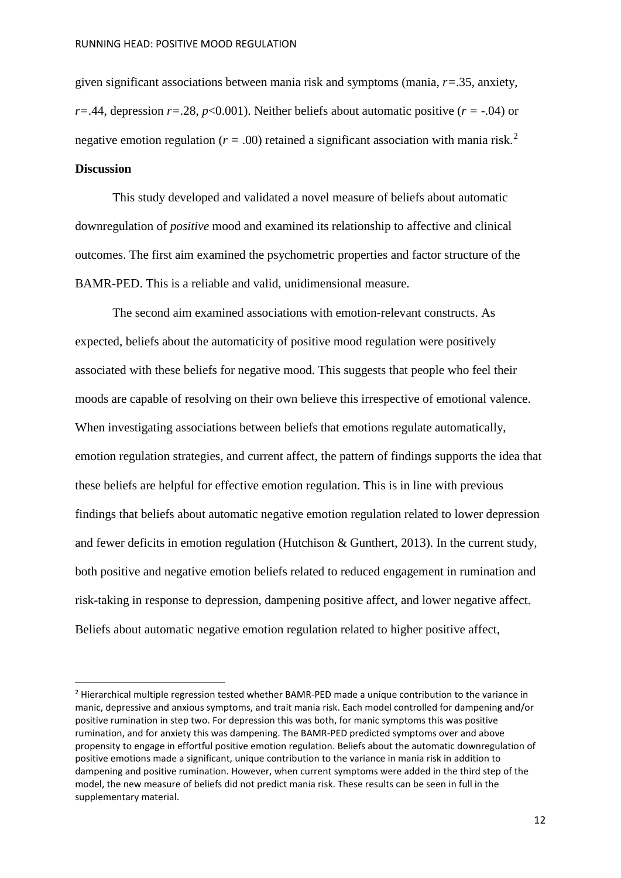given significant associations between mania risk and symptoms (mania, $r$=.35, anxiety, $r$=.44, depression $r$=.28, $p$<0.001). Neither beliefs about automatic positive ($r$ = -.04) or negative emotion regulation ($r$ = .00) retained a significant association with mania risk.[2]

**Discussion**

This study developed and validated a novel measure of beliefs about automatic downregulation of *positive* mood and examined its relationship to affective and clinical outcomes. The first aim examined the psychometric properties and factor structure of the BAMR-PED. This is a reliable and valid, unidimensional measure.

The second aim examined associations with emotion-relevant constructs. As expected, beliefs about the automaticity of positive mood regulation were positively associated with these beliefs for negative mood. This suggests that people who feel their moods are capable of resolving on their own believe this irrespective of emotional valence. When investigating associations between beliefs that emotions regulate automatically, emotion regulation strategies, and current affect, the pattern of findings supports the idea that these beliefs are helpful for effective emotion regulation. This is in line with previous findings that beliefs about automatic negative emotion regulation related to lower depression and fewer deficits in emotion regulation (Hutchison & Gunthert, 2013). In the current study, both positive and negative emotion beliefs related to reduced engagement in rumination and risk-taking in response to depression, dampening positive affect, and lower negative affect. Beliefs about automatic negative emotion regulation related to higher positive affect,

[2] Hierarchical multiple regression tested whether BAMR-PED made a unique contribution to the variance in manic, depressive and anxious symptoms, and trait mania risk. Each model controlled for dampening and/or positive rumination in step two. For depression this was both, for manic symptoms this was positive rumination, and for anxiety this was dampening. The BAMR-PED predicted symptoms over and above propensity to engage in effortful positive emotion regulation. Beliefs about the automatic downregulation of positive emotions made a significant, unique contribution to the variance in mania risk in addition to dampening and positive rumination. However, when current symptoms were added in the third step of the model, the new measure of beliefs did not predict mania risk. These results can be seen in full in the supplementary material.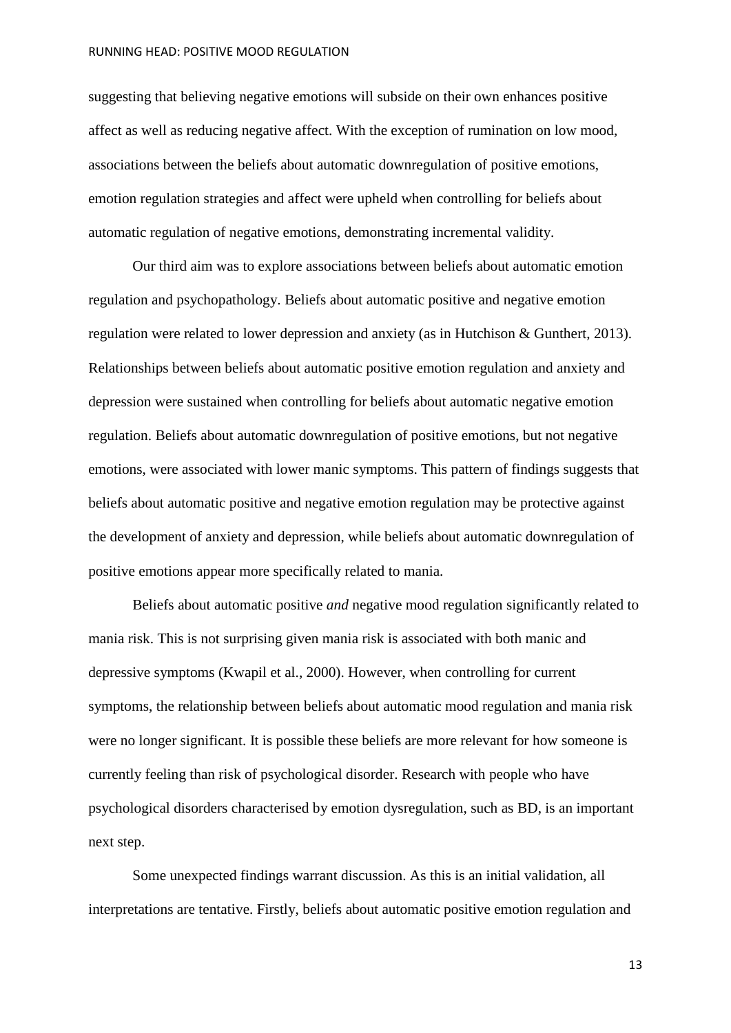suggesting that believing negative emotions will subside on their own enhances positive affect as well as reducing negative affect. With the exception of rumination on low mood, associations between the beliefs about automatic downregulation of positive emotions, emotion regulation strategies and affect were upheld when controlling for beliefs about automatic regulation of negative emotions, demonstrating incremental validity.

Our third aim was to explore associations between beliefs about automatic emotion regulation and psychopathology. Beliefs about automatic positive and negative emotion regulation were related to lower depression and anxiety (as in Hutchison & Gunthert, 2013). Relationships between beliefs about automatic positive emotion regulation and anxiety and depression were sustained when controlling for beliefs about automatic negative emotion regulation. Beliefs about automatic downregulation of positive emotions, but not negative emotions, were associated with lower manic symptoms. This pattern of findings suggests that beliefs about automatic positive and negative emotion regulation may be protective against the development of anxiety and depression, while beliefs about automatic downregulation of positive emotions appear more specifically related to mania.

Beliefs about automatic positive *and* negative mood regulation significantly related to mania risk. This is not surprising given mania risk is associated with both manic and depressive symptoms (Kwapil et al., 2000). However, when controlling for current symptoms, the relationship between beliefs about automatic mood regulation and mania risk were no longer significant. It is possible these beliefs are more relevant for how someone is currently feeling than risk of psychological disorder. Research with people who have psychological disorders characterised by emotion dysregulation, such as BD, is an important next step.

Some unexpected findings warrant discussion. As this is an initial validation, all interpretations are tentative. Firstly, beliefs about automatic positive emotion regulation and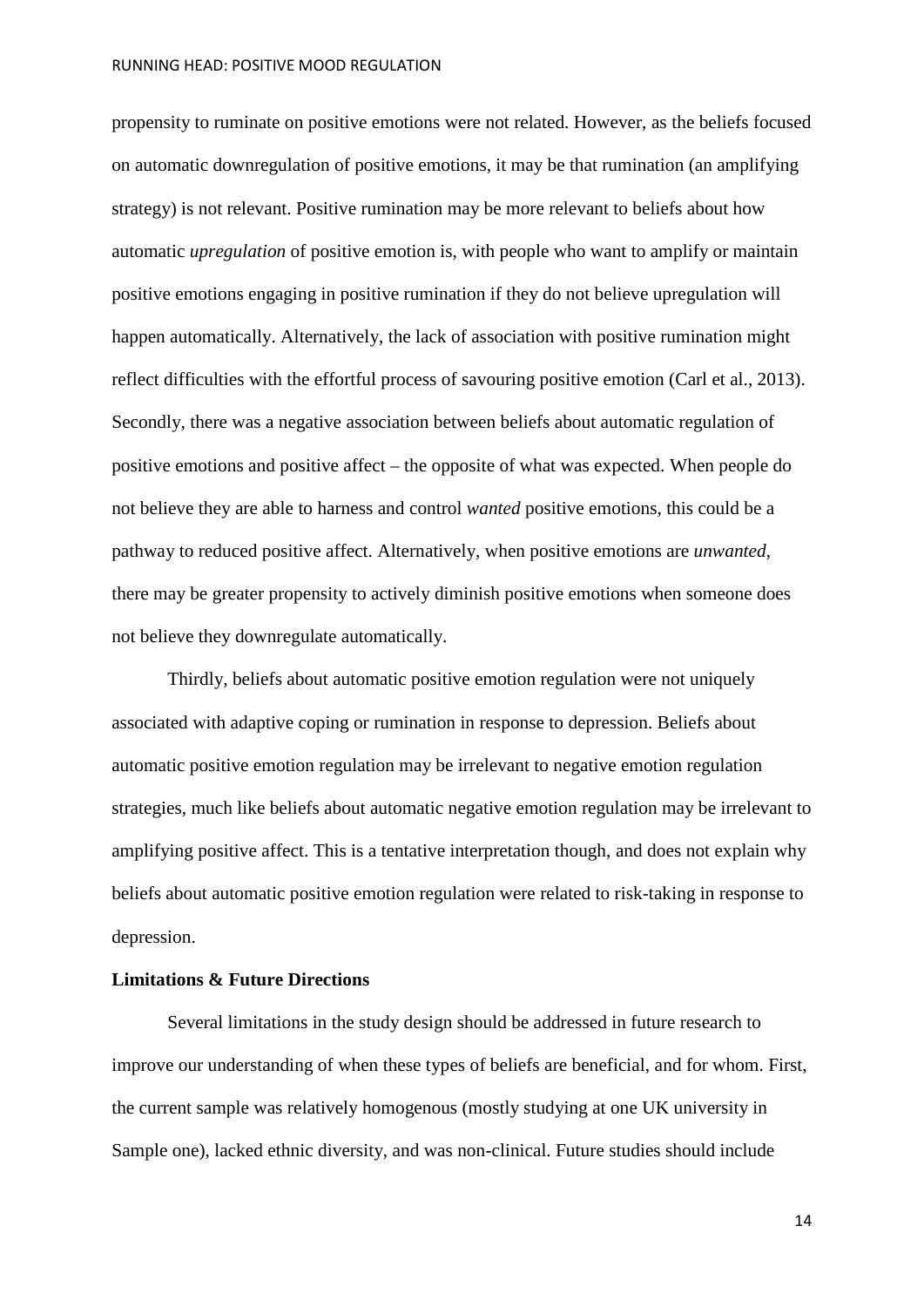propensity to ruminate on positive emotions were not related. However, as the beliefs focused on automatic downregulation of positive emotions, it may be that rumination (an amplifying strategy) is not relevant. Positive rumination may be more relevant to beliefs about how automatic *upregulation* of positive emotion is, with people who want to amplify or maintain positive emotions engaging in positive rumination if they do not believe upregulation will happen automatically. Alternatively, the lack of association with positive rumination might reflect difficulties with the effortful process of savouring positive emotion (Carl et al., 2013). Secondly, there was a negative association between beliefs about automatic regulation of positive emotions and positive affect – the opposite of what was expected. When people do not believe they are able to harness and control *wanted* positive emotions, this could be a pathway to reduced positive affect. Alternatively, when positive emotions are *unwanted*, there may be greater propensity to actively diminish positive emotions when someone does not believe they downregulate automatically.

Thirdly, beliefs about automatic positive emotion regulation were not uniquely associated with adaptive coping or rumination in response to depression. Beliefs about automatic positive emotion regulation may be irrelevant to negative emotion regulation strategies, much like beliefs about automatic negative emotion regulation may be irrelevant to amplifying positive affect. This is a tentative interpretation though, and does not explain why beliefs about automatic positive emotion regulation were related to risk-taking in response to depression.

**Limitations & Future Directions**

Several limitations in the study design should be addressed in future research to improve our understanding of when these types of beliefs are beneficial, and for whom. First, the current sample was relatively homogenous (mostly studying at one UK university in Sample one), lacked ethnic diversity, and was non-clinical. Future studies should include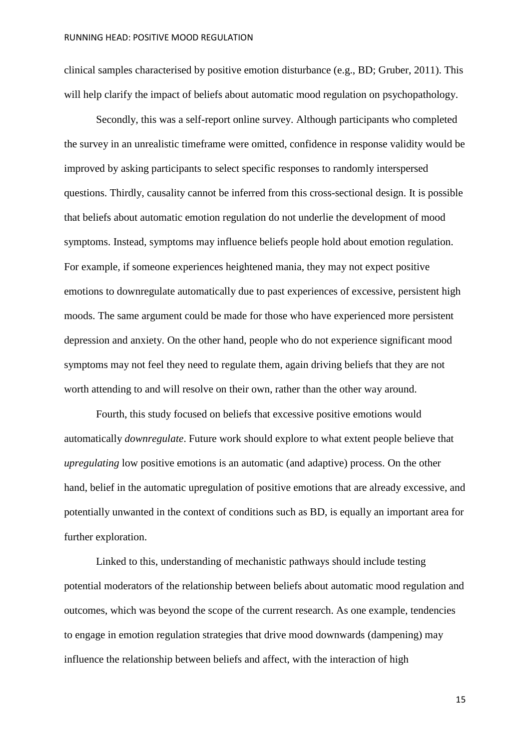clinical samples characterised by positive emotion disturbance (e.g., BD; Gruber, 2011). This will help clarify the impact of beliefs about automatic mood regulation on psychopathology.

Secondly, this was a self-report online survey. Although participants who completed the survey in an unrealistic timeframe were omitted, confidence in response validity would be improved by asking participants to select specific responses to randomly interspersed questions. Thirdly, causality cannot be inferred from this cross-sectional design. It is possible that beliefs about automatic emotion regulation do not underlie the development of mood symptoms. Instead, symptoms may influence beliefs people hold about emotion regulation. For example, if someone experiences heightened mania, they may not expect positive emotions to downregulate automatically due to past experiences of excessive, persistent high moods. The same argument could be made for those who have experienced more persistent depression and anxiety. On the other hand, people who do not experience significant mood symptoms may not feel they need to regulate them, again driving beliefs that they are not worth attending to and will resolve on their own, rather than the other way around.

Fourth, this study focused on beliefs that excessive positive emotions would automatically *downregulate*. Future work should explore to what extent people believe that *upregulating* low positive emotions is an automatic (and adaptive) process. On the other hand, belief in the automatic upregulation of positive emotions that are already excessive, and potentially unwanted in the context of conditions such as BD, is equally an important area for further exploration.

Linked to this, understanding of mechanistic pathways should include testing potential moderators of the relationship between beliefs about automatic mood regulation and outcomes, which was beyond the scope of the current research. As one example, tendencies to engage in emotion regulation strategies that drive mood downwards (dampening) may influence the relationship between beliefs and affect, with the interaction of high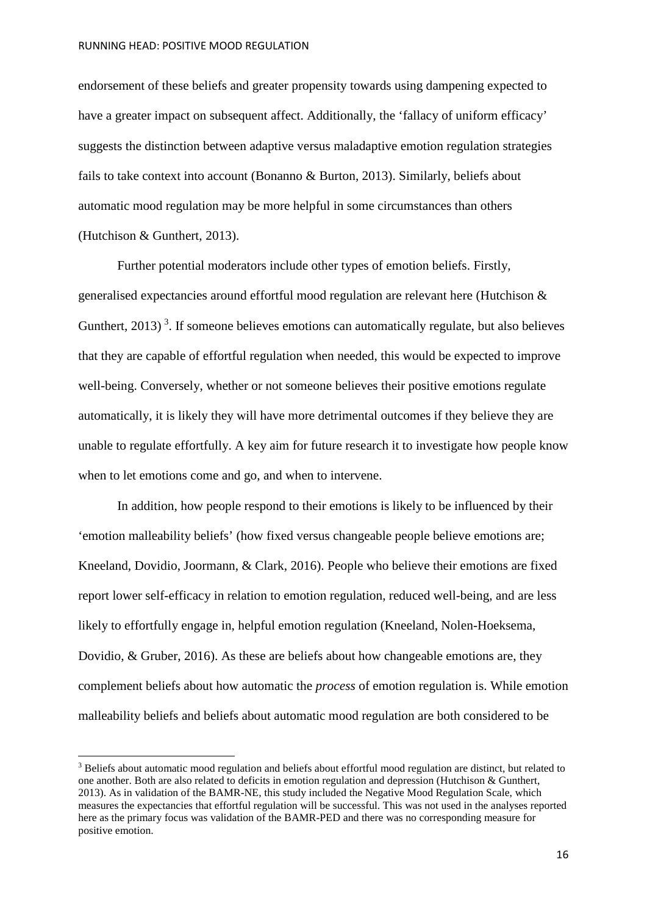endorsement of these beliefs and greater propensity towards using dampening expected to have a greater impact on subsequent affect. Additionally, the 'fallacy of uniform efficacy' suggests the distinction between adaptive versus maladaptive emotion regulation strategies fails to take context into account (Bonanno & Burton, 2013). Similarly, beliefs about automatic mood regulation may be more helpful in some circumstances than others (Hutchison & Gunthert, 2013).

Further potential moderators include other types of emotion beliefs. Firstly, generalised expectancies around effortful mood regulation are relevant here (Hutchison & Gunthert, 2013) [3]. If someone believes emotions can automatically regulate, but also believes that they are capable of effortful regulation when needed, this would be expected to improve well-being. Conversely, whether or not someone believes their positive emotions regulate automatically, it is likely they will have more detrimental outcomes if they believe they are unable to regulate effortfully. A key aim for future research it to investigate how people know when to let emotions come and go, and when to intervene.

In addition, how people respond to their emotions is likely to be influenced by their 'emotion malleability beliefs' (how fixed versus changeable people believe emotions are; Kneeland, Dovidio, Joormann, & Clark, 2016). People who believe their emotions are fixed report lower self-efficacy in relation to emotion regulation, reduced well-being, and are less likely to effortfully engage in, helpful emotion regulation (Kneeland, Nolen-Hoeksema, Dovidio, & Gruber, 2016). As these are beliefs about how changeable emotions are, they complement beliefs about how automatic the *process* of emotion regulation is. While emotion malleability beliefs and beliefs about automatic mood regulation are both considered to be

[3] Beliefs about automatic mood regulation and beliefs about effortful mood regulation are distinct, but related to one another. Both are also related to deficits in emotion regulation and depression (Hutchison & Gunthert, 2013). As in validation of the BAMR-NE, this study included the Negative Mood Regulation Scale, which measures the expectancies that effortful regulation will be successful. This was not used in the analyses reported here as the primary focus was validation of the BAMR-PED and there was no corresponding measure for positive emotion.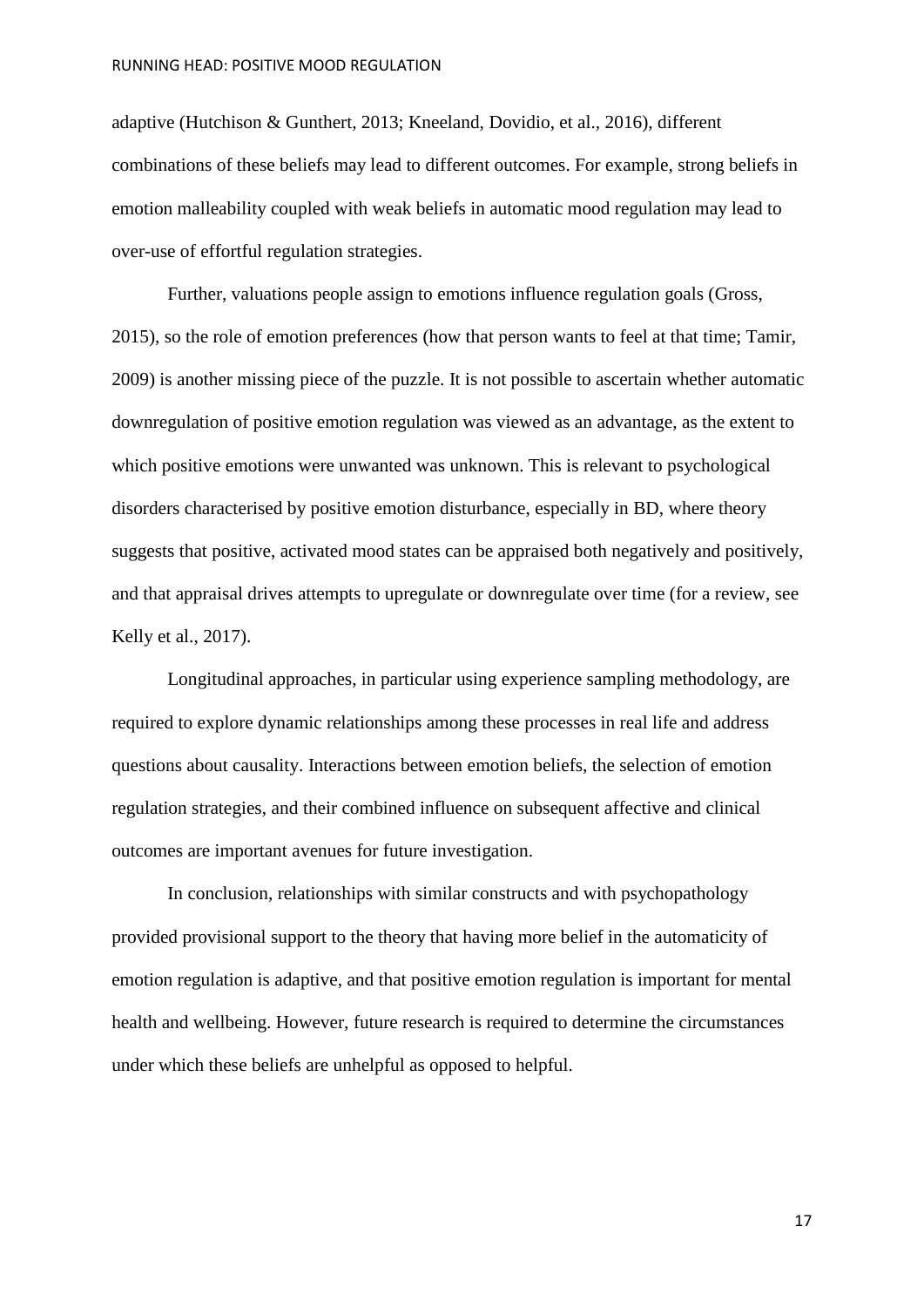adaptive (Hutchison & Gunthert, 2013; Kneeland, Dovidio, et al., 2016), different combinations of these beliefs may lead to different outcomes. For example, strong beliefs in emotion malleability coupled with weak beliefs in automatic mood regulation may lead to over-use of effortful regulation strategies.

Further, valuations people assign to emotions influence regulation goals (Gross, 2015), so the role of emotion preferences (how that person wants to feel at that time; Tamir, 2009) is another missing piece of the puzzle. It is not possible to ascertain whether automatic downregulation of positive emotion regulation was viewed as an advantage, as the extent to which positive emotions were unwanted was unknown. This is relevant to psychological disorders characterised by positive emotion disturbance, especially in BD, where theory suggests that positive, activated mood states can be appraised both negatively and positively, and that appraisal drives attempts to upregulate or downregulate over time (for a review, see Kelly et al., 2017).

Longitudinal approaches, in particular using experience sampling methodology, are required to explore dynamic relationships among these processes in real life and address questions about causality. Interactions between emotion beliefs, the selection of emotion regulation strategies, and their combined influence on subsequent affective and clinical outcomes are important avenues for future investigation.

In conclusion, relationships with similar constructs and with psychopathology provided provisional support to the theory that having more belief in the automaticity of emotion regulation is adaptive, and that positive emotion regulation is important for mental health and wellbeing. However, future research is required to determine the circumstances under which these beliefs are unhelpful as opposed to helpful.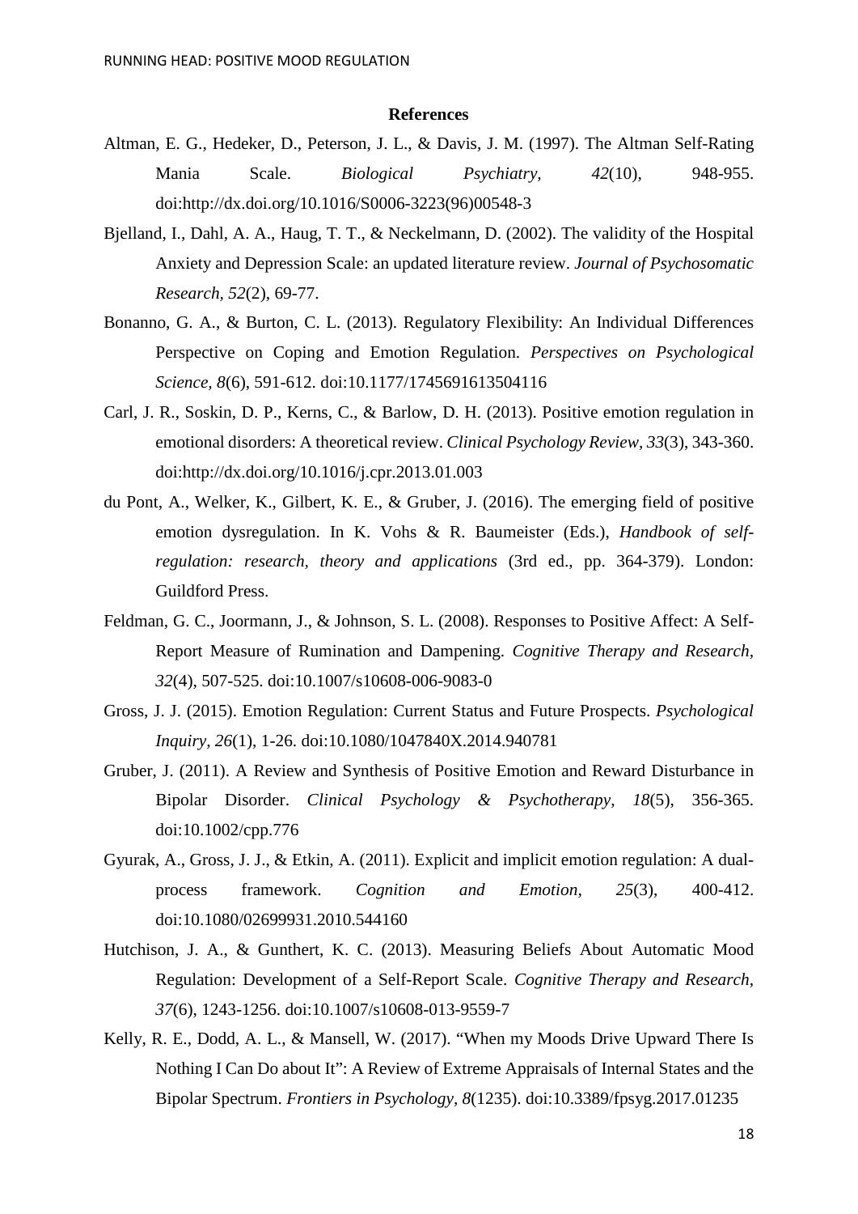## References

Altman, E. G., Hedeker, D., Peterson, J. L., & Davis, J. M. (1997). The Altman Self-Rating Mania Scale. *Biological Psychiatry, 42*(10), 948-955. doi:http://dx.doi.org/10.1016/S0006-3223(96)00548-3

Bjelland, I., Dahl, A. A., Haug, T. T., & Neckelmann, D. (2002). The validity of the Hospital Anxiety and Depression Scale: an updated literature review. *Journal of Psychosomatic Research, 52*(2), 69-77.

Bonanno, G. A., & Burton, C. L. (2013). Regulatory Flexibility: An Individual Differences Perspective on Coping and Emotion Regulation. *Perspectives on Psychological Science, 8*(6), 591-612. doi:10.1177/1745691613504116

Carl, J. R., Soskin, D. P., Kerns, C., & Barlow, D. H. (2013). Positive emotion regulation in emotional disorders: A theoretical review. *Clinical Psychology Review, 33*(3), 343-360. doi:http://dx.doi.org/10.1016/j.cpr.2013.01.003

du Pont, A., Welker, K., Gilbert, K. E., & Gruber, J. (2016). The emerging field of positive emotion dysregulation. In K. Vohs & R. Baumeister (Eds.), *Handbook of self-regulation: research, theory and applications* (3rd ed., pp. 364-379). London: Guildford Press.

Feldman, G. C., Joormann, J., & Johnson, S. L. (2008). Responses to Positive Affect: A Self-Report Measure of Rumination and Dampening. *Cognitive Therapy and Research, 32*(4), 507-525. doi:10.1007/s10608-006-9083-0

Gross, J. J. (2015). Emotion Regulation: Current Status and Future Prospects. *Psychological Inquiry, 26*(1), 1-26. doi:10.1080/1047840X.2014.940781

Gruber, J. (2011). A Review and Synthesis of Positive Emotion and Reward Disturbance in Bipolar Disorder. *Clinical Psychology & Psychotherapy, 18*(5), 356-365. doi:10.1002/cpp.776

Gyurak, A., Gross, J. J., & Etkin, A. (2011). Explicit and implicit emotion regulation: A dual-process framework. *Cognition and Emotion, 25*(3), 400-412. doi:10.1080/02699931.2010.544160

Hutchison, J. A., & Gunthert, K. C. (2013). Measuring Beliefs About Automatic Mood Regulation: Development of a Self-Report Scale. *Cognitive Therapy and Research, 37*(6), 1243-1256. doi:10.1007/s10608-013-9559-7

Kelly, R. E., Dodd, A. L., & Mansell, W. (2017). "When my Moods Drive Upward There Is Nothing I Can Do about It": A Review of Extreme Appraisals of Internal States and the Bipolar Spectrum. *Frontiers in Psychology, 8*(1235). doi:10.3389/fpsyg.2017.01235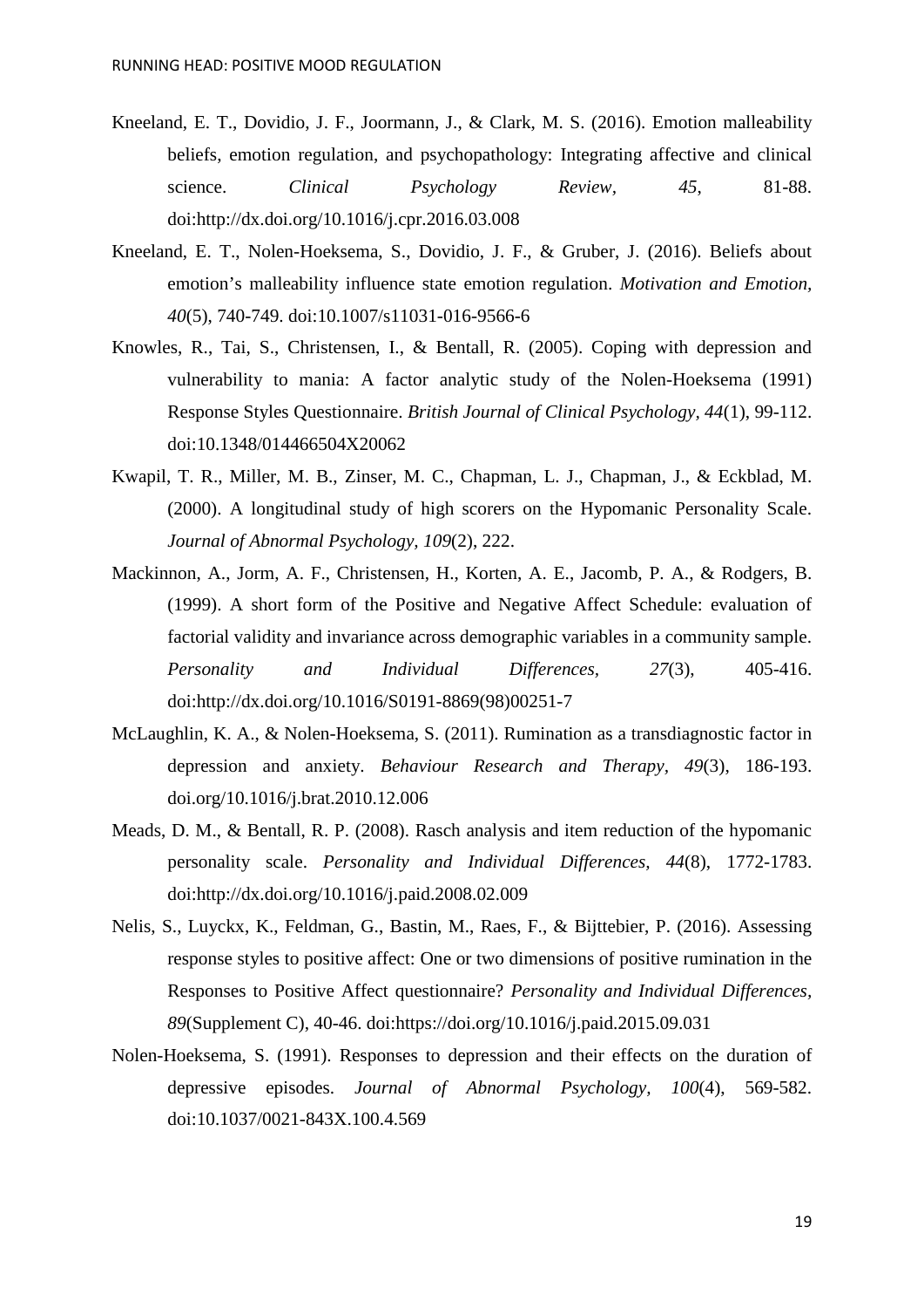Kneeland, E. T., Dovidio, J. F., Joormann, J., & Clark, M. S. (2016). Emotion malleability beliefs, emotion regulation, and psychopathology: Integrating affective and clinical science. *Clinical Psychology Review, 45*, 81-88. doi:http://dx.doi.org/10.1016/j.cpr.2016.03.008

Kneeland, E. T., Nolen-Hoeksema, S., Dovidio, J. F., & Gruber, J. (2016). Beliefs about emotion's malleability influence state emotion regulation. *Motivation and Emotion, 40*(5), 740-749. doi:10.1007/s11031-016-9566-6

Knowles, R., Tai, S., Christensen, I., & Bentall, R. (2005). Coping with depression and vulnerability to mania: A factor analytic study of the Nolen-Hoeksema (1991) Response Styles Questionnaire. *British Journal of Clinical Psychology, 44*(1), 99-112. doi:10.1348/014466504X20062

Kwapil, T. R., Miller, M. B., Zinser, M. C., Chapman, L. J., Chapman, J., & Eckblad, M. (2000). A longitudinal study of high scorers on the Hypomanic Personality Scale. *Journal of Abnormal Psychology, 109*(2), 222.

Mackinnon, A., Jorm, A. F., Christensen, H., Korten, A. E., Jacomb, P. A., & Rodgers, B. (1999). A short form of the Positive and Negative Affect Schedule: evaluation of factorial validity and invariance across demographic variables in a community sample. *Personality and Individual Differences, 27*(3), 405-416. doi:http://dx.doi.org/10.1016/S0191-8869(98)00251-7

McLaughlin, K. A., & Nolen-Hoeksema, S. (2011). Rumination as a transdiagnostic factor in depression and anxiety. *Behaviour Research and Therapy, 49*(3), 186-193. doi.org/10.1016/j.brat.2010.12.006

Meads, D. M., & Bentall, R. P. (2008). Rasch analysis and item reduction of the hypomanic personality scale. *Personality and Individual Differences, 44*(8), 1772-1783. doi:http://dx.doi.org/10.1016/j.paid.2008.02.009

Nelis, S., Luyckx, K., Feldman, G., Bastin, M., Raes, F., & Bijttebier, P. (2016). Assessing response styles to positive affect: One or two dimensions of positive rumination in the Responses to Positive Affect questionnaire? *Personality and Individual Differences, 89*(Supplement C), 40-46. doi:https://doi.org/10.1016/j.paid.2015.09.031

Nolen-Hoeksema, S. (1991). Responses to depression and their effects on the duration of depressive episodes. *Journal of Abnormal Psychology, 100*(4), 569-582. doi:10.1037/0021-843X.100.4.569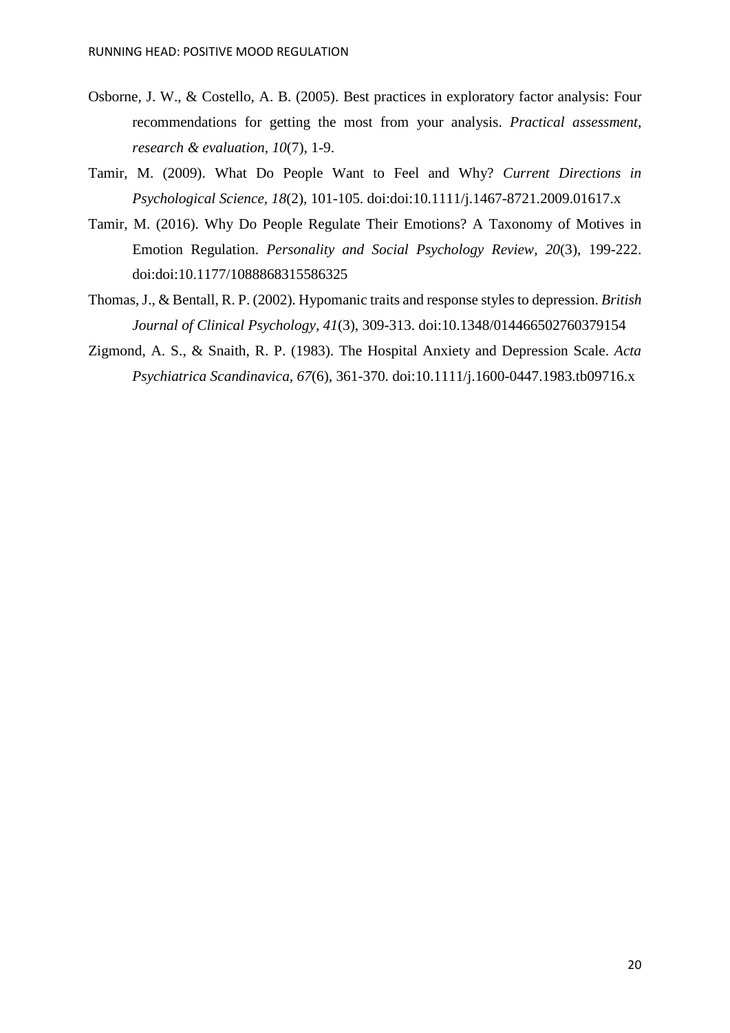Osborne, J. W., & Costello, A. B. (2005). Best practices in exploratory factor analysis: Four recommendations for getting the most from your analysis. *Practical assessment, research & evaluation, 10*(7), 1-9.

Tamir, M. (2009). What Do People Want to Feel and Why? *Current Directions in Psychological Science, 18*(2), 101-105. doi:doi:10.1111/j.1467-8721.2009.01617.x

Tamir, M. (2016). Why Do People Regulate Their Emotions? A Taxonomy of Motives in Emotion Regulation. *Personality and Social Psychology Review, 20*(3), 199-222. doi:doi:10.1177/1088868315586325

Thomas, J., & Bentall, R. P. (2002). Hypomanic traits and response styles to depression. *British Journal of Clinical Psychology, 41*(3), 309-313. doi:10.1348/014466502760379154

Zigmond, A. S., & Snaith, R. P. (1983). The Hospital Anxiety and Depression Scale. *Acta Psychiatrica Scandinavica, 67*(6), 361-370. doi:10.1111/j.1600-0447.1983.tb09716.x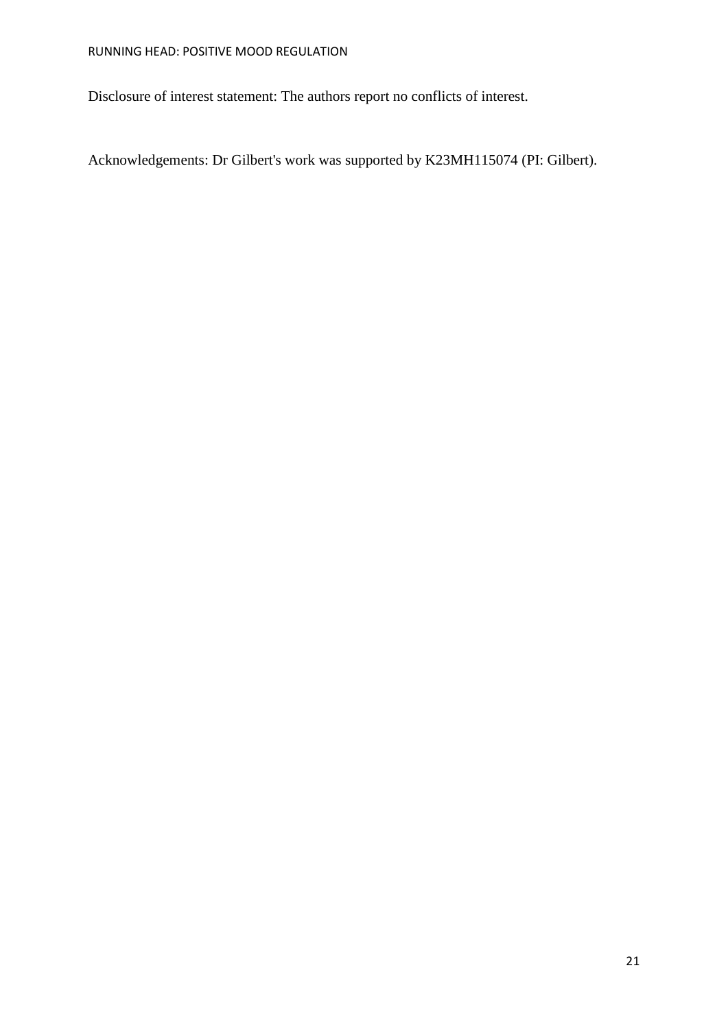Disclosure of interest statement: The authors report no conflicts of interest.

Acknowledgements: Dr Gilbert's work was supported by K23MH115074 (PI: Gilbert).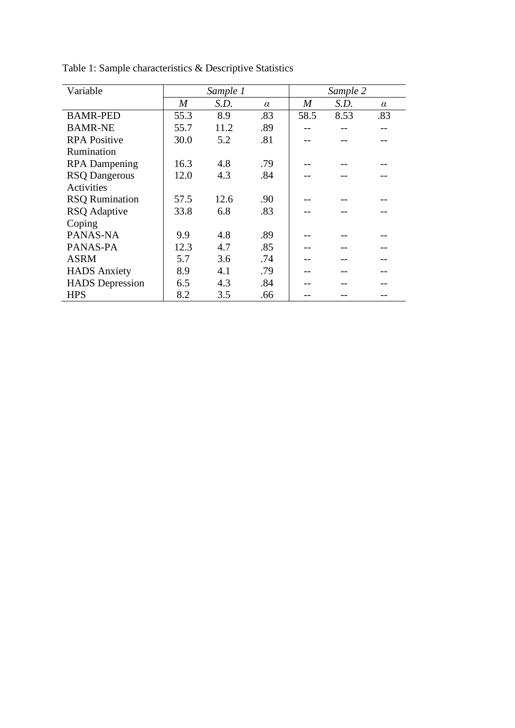Table 1: Sample characteristics & Descriptive Statistics

| Variable | *Sample 1* | | | *Sample 2* | | |
|---|---|---|---|---|---|---|
| | *M* | *S.D.* | *α* | *M* | *S.D.* | *α* |
| BAMR-PED | 55.3 | 8.9 | .83 | 58.5 | 8.53 | .83 |
| BAMR-NE | 55.7 | 11.2 | .89 | -- | -- | -- |
| RPA Positive Rumination | 30.0 | 5.2 | .81 | -- | -- | -- |
| RPA Dampening | 16.3 | 4.8 | .79 | -- | -- | -- |
| RSQ Dangerous Activities | 12.0 | 4.3 | .84 | -- | -- | -- |
| RSQ Rumination | 57.5 | 12.6 | .90 | -- | -- | -- |
| RSQ Adaptive Coping | 33.8 | 6.8 | .83 | -- | -- | -- |
| PANAS-NA | 9.9 | 4.8 | .89 | -- | -- | -- |
| PANAS-PA | 12.3 | 4.7 | .85 | -- | -- | -- |
| ASRM | 5.7 | 3.6 | .74 | -- | -- | -- |
| HADS Anxiety | 8.9 | 4.1 | .79 | -- | -- | -- |
| HADS Depression | 6.5 | 4.3 | .84 | -- | -- | -- |
| HPS | 8.2 | 3.5 | .66 | -- | -- | -- |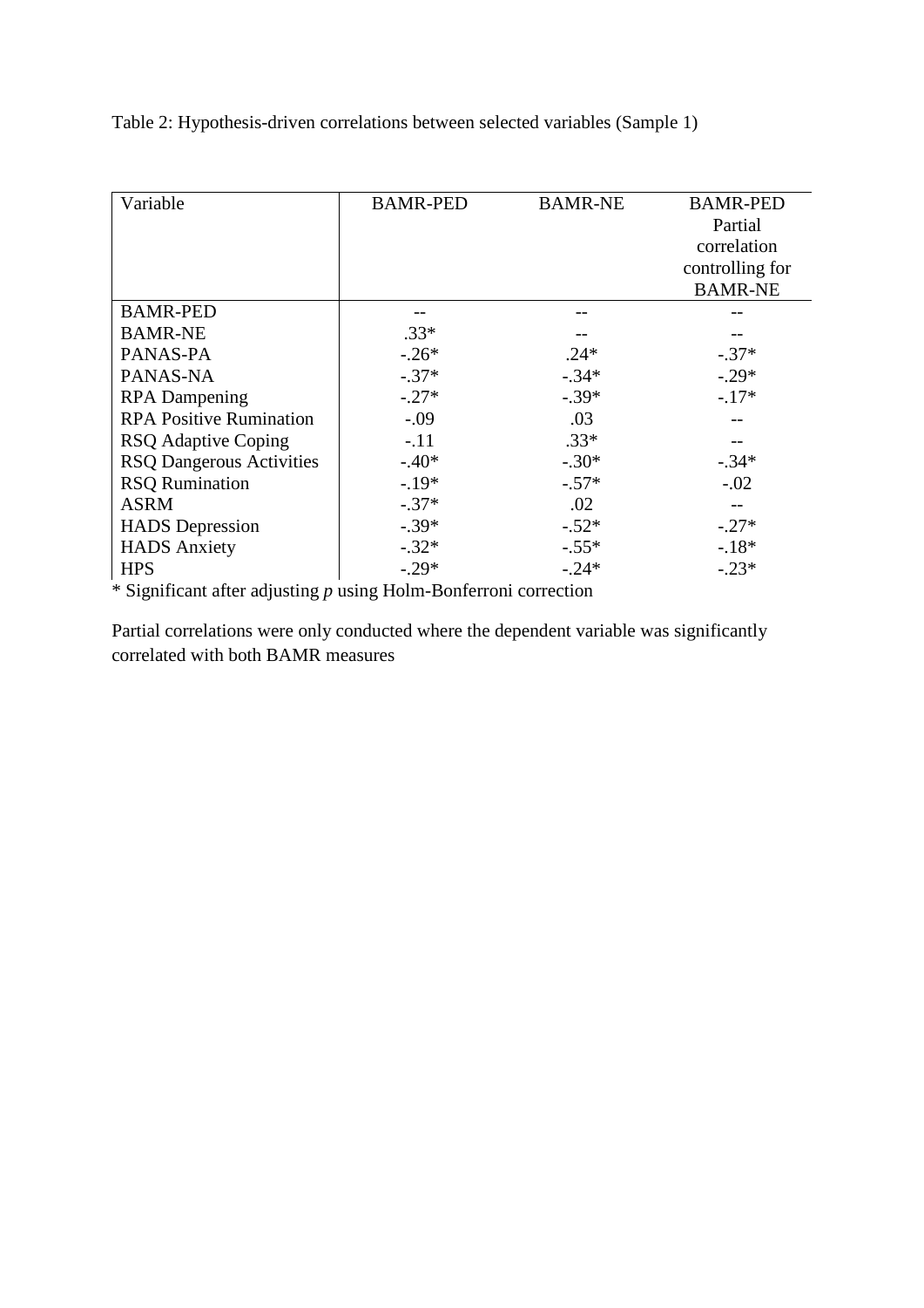Table 2: Hypothesis-driven correlations between selected variables (Sample 1)

| Variable | BAMR-PED | BAMR-NE | BAMR-PED Partial correlation controlling for BAMR-NE |
|---|---|---|---|
| BAMR-PED | -- | -- | -- |
| BAMR-NE | .33* | -- | -- |
| PANAS-PA | -.26* | .24* | -.37* |
| PANAS-NA | -.37* | -.34* | -.29* |
| RPA Dampening | -.27* | -.39* | -.17* |
| RPA Positive Rumination | -.09 | .03 | -- |
| RSQ Adaptive Coping | -.11 | .33* | -- |
| RSQ Dangerous Activities | -.40* | -.30* | -.34* |
| RSQ Rumination | -.19* | -.57* | -.02 |
| ASRM | -.37* | .02 | -- |
| HADS Depression | -.39* | -.52* | -.27* |
| HADS Anxiety | -.32* | -.55* | -.18* |
| HPS | -.29* | -.24* | -.23* |

* Significant after adjusting *p* using Holm-Bonferroni correction

Partial correlations were only conducted where the dependent variable was significantly correlated with both BAMR measures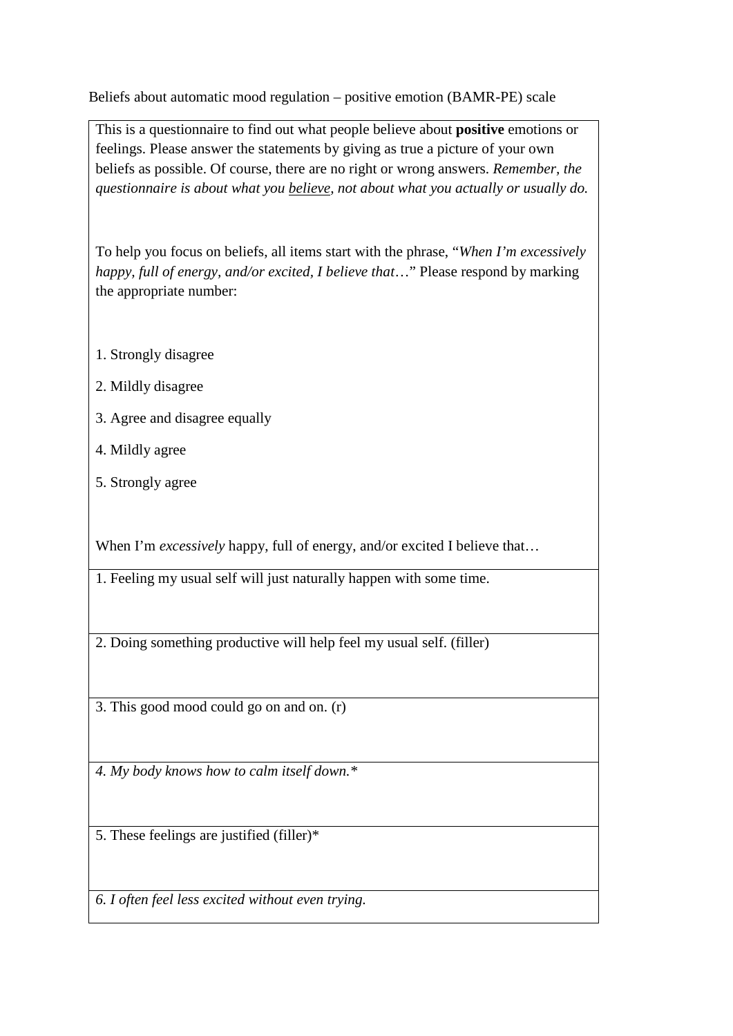Beliefs about automatic mood regulation – positive emotion (BAMR-PE) scale

This is a questionnaire to find out what people believe about **positive** emotions or feelings. Please answer the statements by giving as true a picture of your own beliefs as possible. Of course, there are no right or wrong answers. *Remember, the questionnaire is about what you believe, not about what you actually or usually do.*

To help you focus on beliefs, all items start with the phrase, "*When I'm excessively happy, full of energy, and/or excited, I believe that*…" Please respond by marking the appropriate number:

1. Strongly disagree
2. Mildly disagree
3. Agree and disagree equally
4. Mildly agree
5. Strongly agree

When I'm *excessively* happy, full of energy, and/or excited I believe that…

| |
|---|
| 1. Feeling my usual self will just naturally happen with some time. |
| 2. Doing something productive will help feel my usual self. (filler) |
| 3. This good mood could go on and on. (r) |
| *4. My body knows how to calm itself down.** |
| 5. These feelings are justified (filler)* |
| *6. I often feel less excited without even trying.* |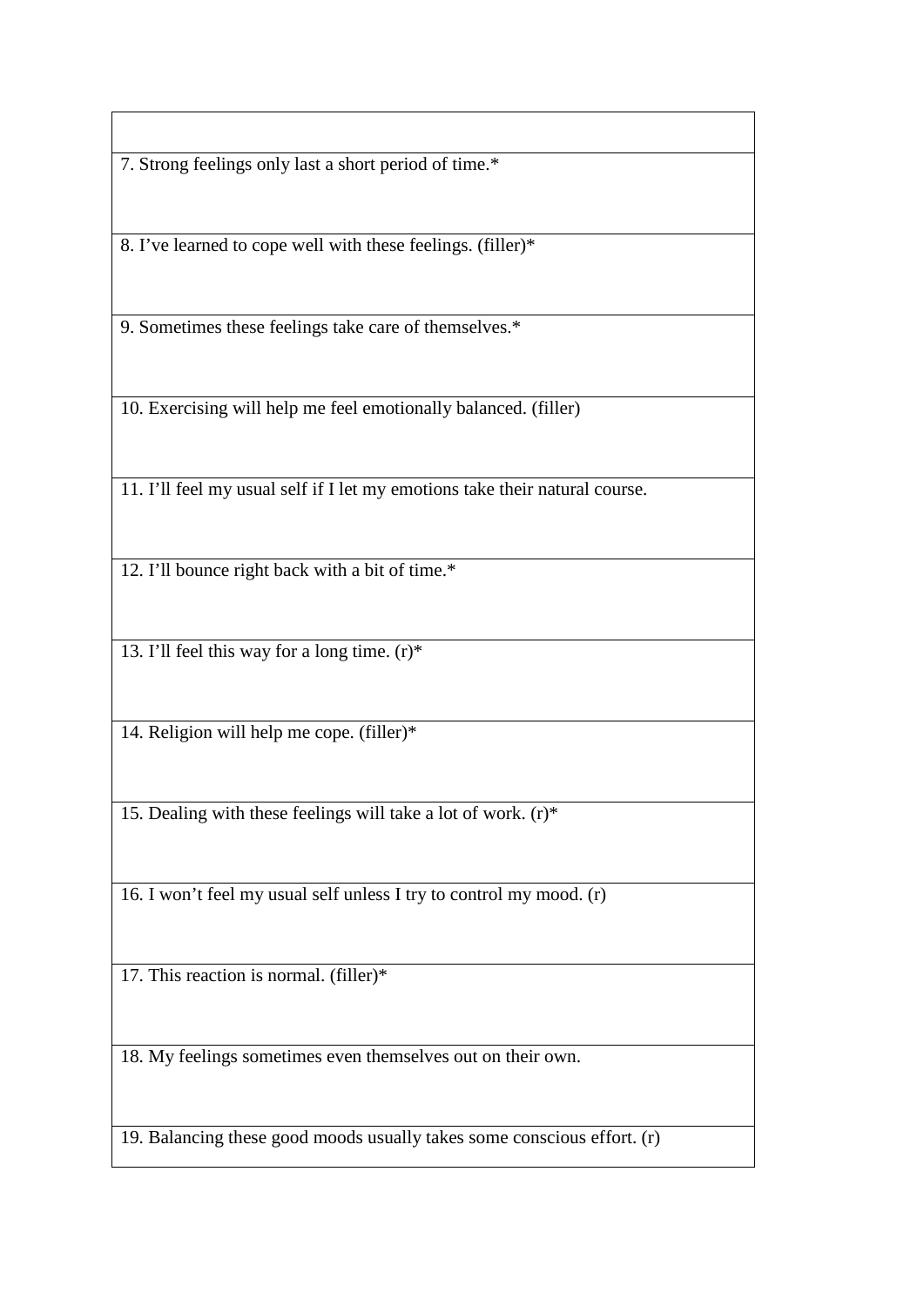| |
|---|
| 7. Strong feelings only last a short period of time.* |
| 8. I've learned to cope well with these feelings. (filler)* |
| 9. Sometimes these feelings take care of themselves.* |
| 10. Exercising will help me feel emotionally balanced. (filler) |
| 11. I'll feel my usual self if I let my emotions take their natural course. |
| 12. I'll bounce right back with a bit of time.* |
| 13. I'll feel this way for a long time. (r)* |
| 14. Religion will help me cope. (filler)* |
| 15. Dealing with these feelings will take a lot of work. (r)* |
| 16. I won't feel my usual self unless I try to control my mood. (r) |
| 17. This reaction is normal. (filler)* |
| 18. My feelings sometimes even themselves out on their own. |
| 19. Balancing these good moods usually takes some conscious effort. (r) |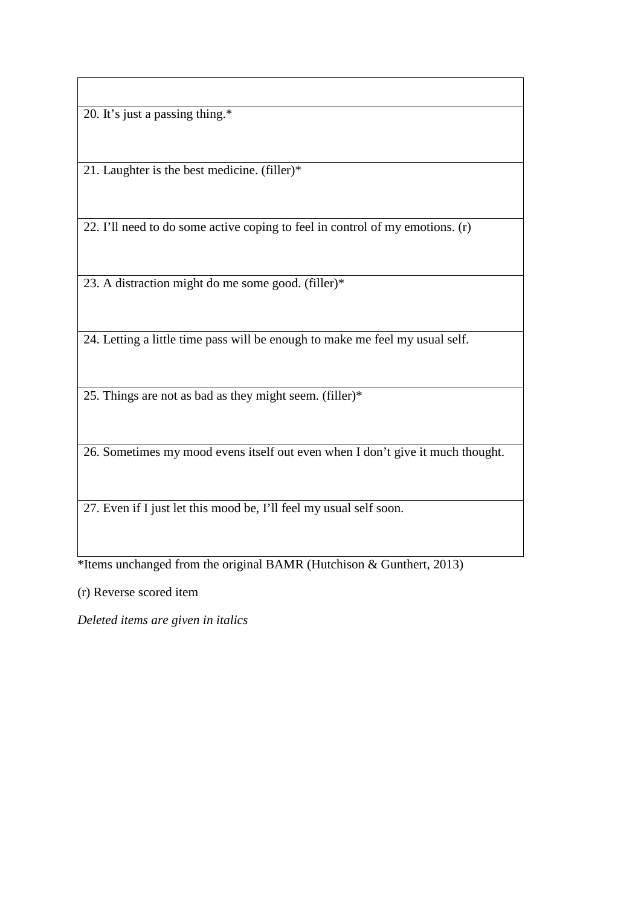| |
|---|
| 20. It’s just a passing thing.* |
| 21. Laughter is the best medicine. (filler)* |
| 22. I’ll need to do some active coping to feel in control of my emotions. (r) |
| 23. A distraction might do me some good. (filler)* |
| 24. Letting a little time pass will be enough to make me feel my usual self. |
| 25. Things are not as bad as they might seem. (filler)* |
| 26. Sometimes my mood evens itself out even when I don’t give it much thought. |
| 27. Even if I just let this mood be, I’ll feel my usual self soon. |

*Items unchanged from the original BAMR (Hutchison & Gunthert, 2013)

(r) Reverse scored item

*Deleted items are given in italics*